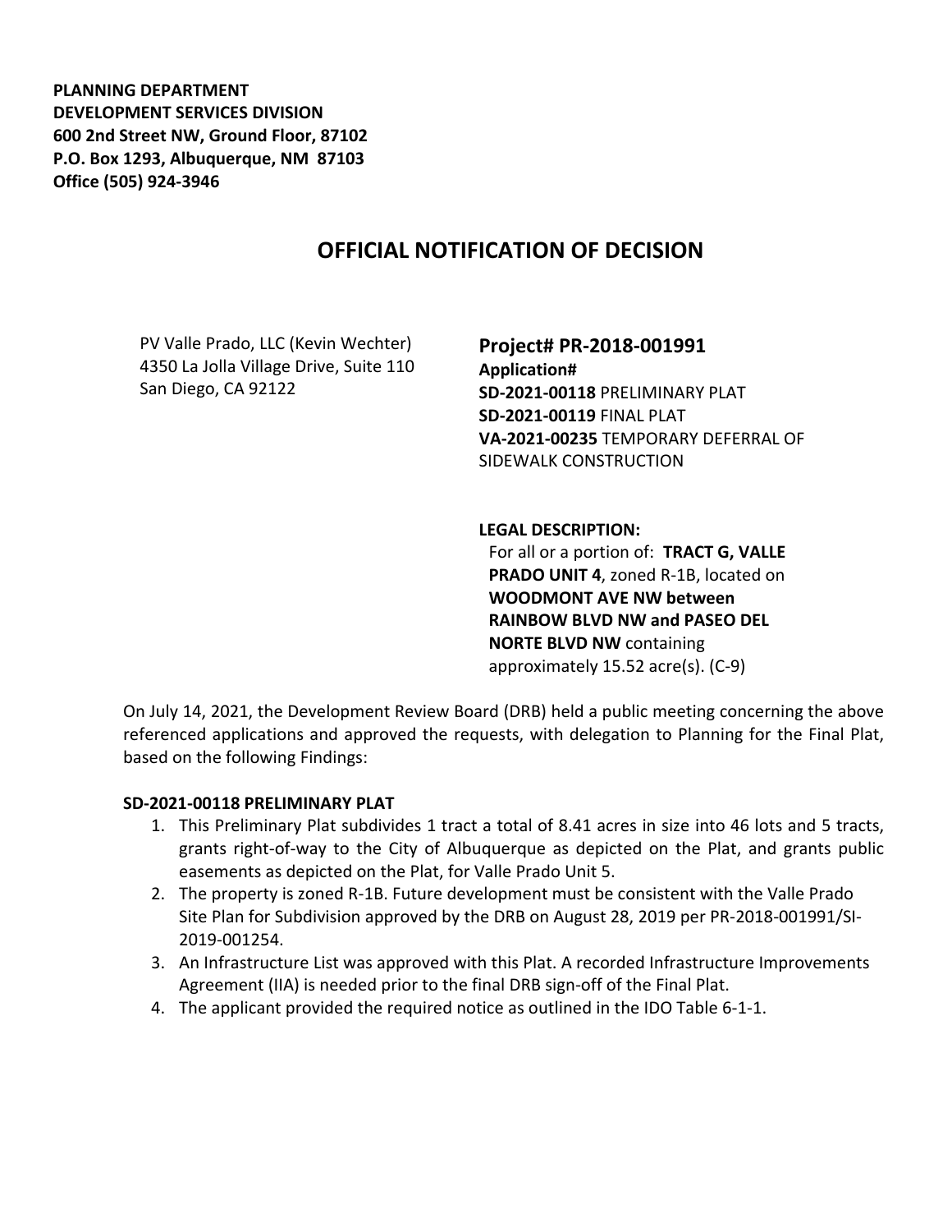**PLANNING DEPARTMENT**
**DEVELOPMENT SERVICES DIVISION**
**600 2nd Street NW, Ground Floor, 87102**
**P.O. Box 1293, Albuquerque, NM 87103**
**Office (505) 924-3946**

# OFFICIAL NOTIFICATION OF DECISION

PV Valle Prado, LLC (Kevin Wechter)
4350 La Jolla Village Drive, Suite 110
San Diego, CA 92122

**Project# PR-2018-001991**
**Application#**
**SD-2021-00118** PRELIMINARY PLAT
**SD-2021-00119** FINAL PLAT
**VA-2021-00235** TEMPORARY DEFERRAL OF SIDEWALK CONSTRUCTION

**LEGAL DESCRIPTION:**
For all or a portion of: **TRACT G, VALLE PRADO UNIT 4**, zoned R-1B, located on **WOODMONT AVE NW between RAINBOW BLVD NW and PASEO DEL NORTE BLVD NW** containing approximately 15.52 acre(s). (C-9)

On July 14, 2021, the Development Review Board (DRB) held a public meeting concerning the above referenced applications and approved the requests, with delegation to Planning for the Final Plat, based on the following Findings:

**SD-2021-00118 PRELIMINARY PLAT**

1. This Preliminary Plat subdivides 1 tract a total of 8.41 acres in size into 46 lots and 5 tracts, grants right-of-way to the City of Albuquerque as depicted on the Plat, and grants public easements as depicted on the Plat, for Valle Prado Unit 5.
2. The property is zoned R-1B. Future development must be consistent with the Valle Prado Site Plan for Subdivision approved by the DRB on August 28, 2019 per PR-2018-001991/SI-2019-001254.
3. An Infrastructure List was approved with this Plat. A recorded Infrastructure Improvements Agreement (IIA) is needed prior to the final DRB sign-off of the Final Plat.
4. The applicant provided the required notice as outlined in the IDO Table 6-1-1.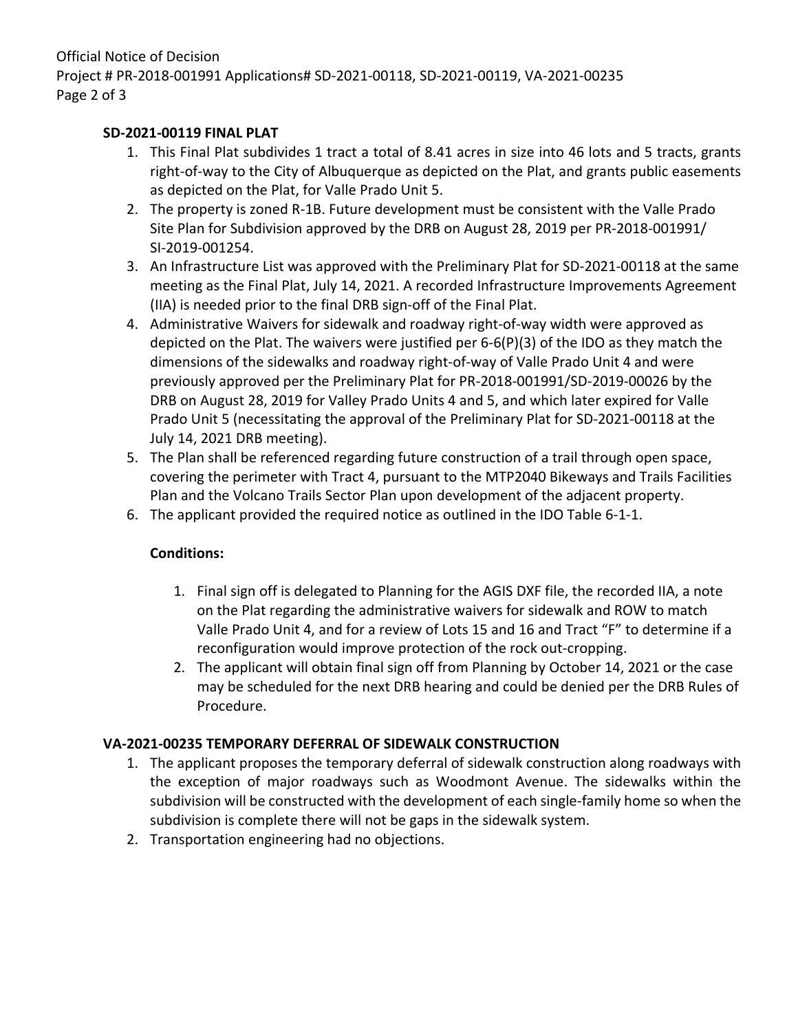**SD-2021-00119 FINAL PLAT**

1. This Final Plat subdivides 1 tract a total of 8.41 acres in size into 46 lots and 5 tracts, grants right-of-way to the City of Albuquerque as depicted on the Plat, and grants public easements as depicted on the Plat, for Valle Prado Unit 5.
2. The property is zoned R-1B. Future development must be consistent with the Valle Prado Site Plan for Subdivision approved by the DRB on August 28, 2019 per PR-2018-001991/ SI-2019-001254.
3. An Infrastructure List was approved with the Preliminary Plat for SD-2021-00118 at the same meeting as the Final Plat, July 14, 2021. A recorded Infrastructure Improvements Agreement (IIA) is needed prior to the final DRB sign-off of the Final Plat.
4. Administrative Waivers for sidewalk and roadway right-of-way width were approved as depicted on the Plat. The waivers were justified per 6-6(P)(3) of the IDO as they match the dimensions of the sidewalks and roadway right-of-way of Valle Prado Unit 4 and were previously approved per the Preliminary Plat for PR-2018-001991/SD-2019-00026 by the DRB on August 28, 2019 for Valley Prado Units 4 and 5, and which later expired for Valle Prado Unit 5 (necessitating the approval of the Preliminary Plat for SD-2021-00118 at the July 14, 2021 DRB meeting).
5. The Plan shall be referenced regarding future construction of a trail through open space, covering the perimeter with Tract 4, pursuant to the MTP2040 Bikeways and Trails Facilities Plan and the Volcano Trails Sector Plan upon development of the adjacent property.
6. The applicant provided the required notice as outlined in the IDO Table 6-1-1.

**Conditions:**

1. Final sign off is delegated to Planning for the AGIS DXF file, the recorded IIA, a note on the Plat regarding the administrative waivers for sidewalk and ROW to match Valle Prado Unit 4, and for a review of Lots 15 and 16 and Tract "F" to determine if a reconfiguration would improve protection of the rock out-cropping.
2. The applicant will obtain final sign off from Planning by October 14, 2021 or the case may be scheduled for the next DRB hearing and could be denied per the DRB Rules of Procedure.

**VA-2021-00235 TEMPORARY DEFERRAL OF SIDEWALK CONSTRUCTION**

1. The applicant proposes the temporary deferral of sidewalk construction along roadways with the exception of major roadways such as Woodmont Avenue. The sidewalks within the subdivision will be constructed with the development of each single-family home so when the subdivision is complete there will not be gaps in the sidewalk system.
2. Transportation engineering had no objections.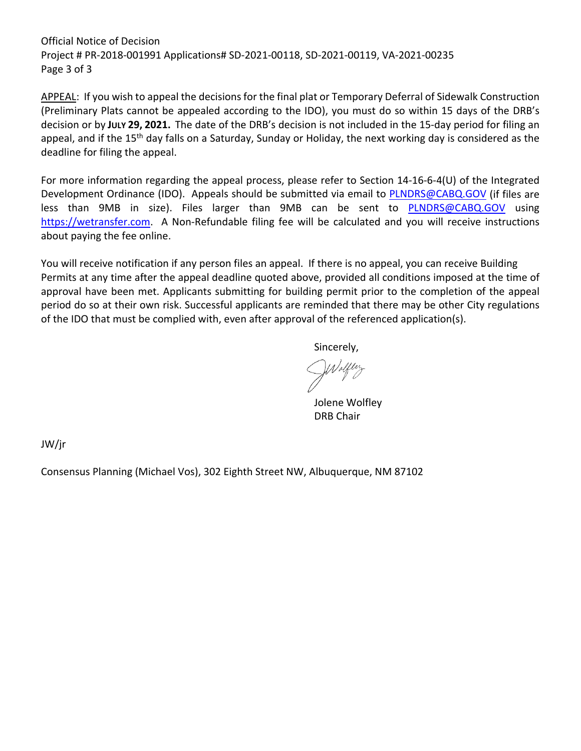APPEAL: If you wish to appeal the decisions for the final plat or Temporary Deferral of Sidewalk Construction (Preliminary Plats cannot be appealed according to the IDO), you must do so within 15 days of the DRB's decision or by **JULY 29, 2021.** The date of the DRB's decision is not included in the 15-day period for filing an appeal, and if the 15th day falls on a Saturday, Sunday or Holiday, the next working day is considered as the deadline for filing the appeal.

For more information regarding the appeal process, please refer to Section 14-16-6-4(U) of the Integrated Development Ordinance (IDO). Appeals should be submitted via email to PLNDRS@CABQ.GOV (if files are less than 9MB in size). Files larger than 9MB can be sent to PLNDRS@CABQ.GOV using https://wetransfer.com. A Non-Refundable filing fee will be calculated and you will receive instructions about paying the fee online.

You will receive notification if any person files an appeal. If there is no appeal, you can receive Building Permits at any time after the appeal deadline quoted above, provided all conditions imposed at the time of approval have been met. Applicants submitting for building permit prior to the completion of the appeal period do so at their own risk. Successful applicants are reminded that there may be other City regulations of the IDO that must be complied with, even after approval of the referenced application(s).

Sincerely,

Jolene Wolfley
DRB Chair

JW/jr

Consensus Planning (Michael Vos), 302 Eighth Street NW, Albuquerque, NM 87102